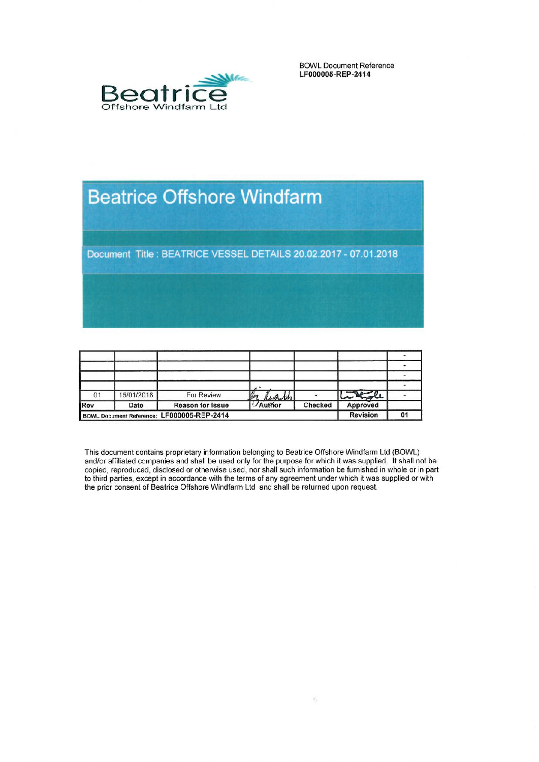BOWL Document Reference
**LF000005-REP-2414**

Beatrice
Offshore Windfarm Ltd

# Beatrice Offshore Windfarm

Document Title : BEATRICE VESSEL DETAILS 20.02.2017 - 07.01.2018

| | | | | | | |
|---|---|---|---|---|---|---|
| | | | | | | - |
| | | | | | | - |
| | | | | | | - |
| | | | | | | - |
| 01 | 15/01/2018 | For Review | | - | | - |
| **Rev** | **Date** | **Reason for Issue** | **Author** | **Checked** | **Approved** | |
| **BOWL Document Reference: LF000005-REP-2414** | | | | | **Revision** | **01** |

This document contains proprietary information belonging to Beatrice Offshore Windfarm Ltd (BOWL) and/or affiliated companies and shall be used only for the purpose for which it was supplied. It shall not be copied, reproduced, disclosed or otherwise used, nor shall such information be furnished in whole or in part to third parties, except in accordance with the terms of any agreement under which it was supplied or with the prior consent of Beatrice Offshore Windfarm Ltd and shall be returned upon request.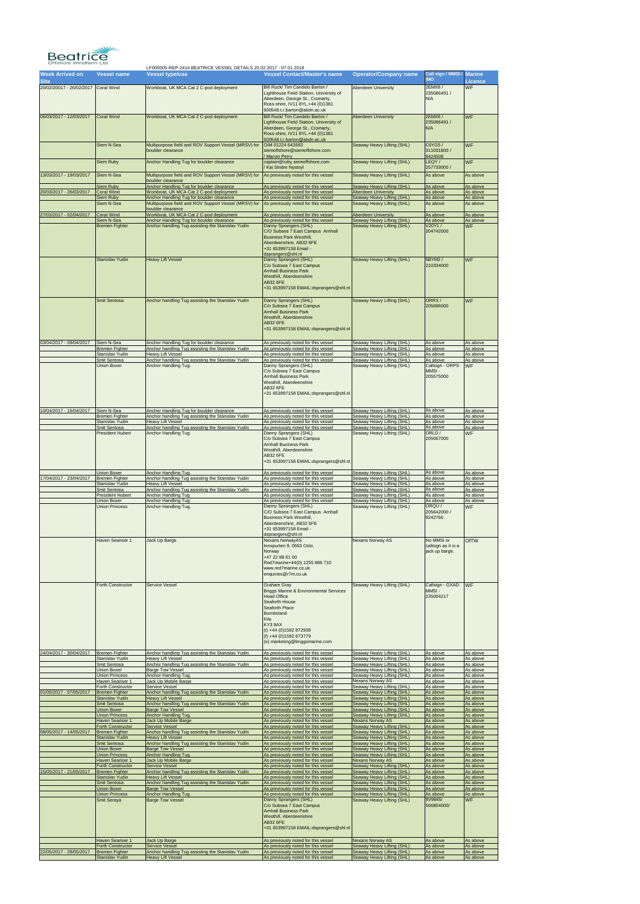Beatrice Offshore Windfarm Ltd

LF000005-REP-2414 BEATRICE VESSEL DETAILS 20.02.2017 - 07.01.2018

| Week Arrived on Site | Vessel name | Vessel type/use | Vessel Contact/Master's name | Operator/Company name | Call sign / MMSI / IMO | Marine Licence |
|---|---|---|---|---|---|---|
| 20/02/20017 - 26/02/2017 | Coral Wind | Workboat, UK MCA Cat 2 C-pod deployment | Bill Ruck/ Tim Candido Barton / Lighthouse Field Station, University of Aberdeen, George St., Cromarty, Ross-shire, IV11 8YL.+44 (0)1381 600548.t.r.barton@abdn.ac.uk | Aberdeen University | 2EMX8 / 235086491 / N/A | WF |
| 06/03/2017 - 12/03/2017 | Coral Wind | Workboat, UK MCA Cat 2 C-pod deployment | Bill Ruck/ Tim Candido Barton / Lighthouse Field Station, University of Aberdeen, George St., Cromarty, Ross-shire, IV11 8YL.+44 (0)1381 600548.t.r.barton@abdn.ac.uk | Aberdeen University | 2EMX8 / 235086491 / N/A | WF |
| | Siem N-Sea | Multipurpose field and ROV Support Vessel (MRSV) for boulder clearance | OIM 01224 642693 siemoffshore@siemoffshore.com / Marvin Perry | Seaway Heavy Lifting (SHL) | C6YG5 / 311031800 / 9424508 | WF |
| | Siem Ruby | Anchor Handling Tug for boulder clearance | captain@ruby.siemoffshore.com / Kai Sindre Nystoyl | Seaway Heavy Lifting (SHL) | LEQY / 257733000 / | WF |
| 13/03/2017 - 19/03/2017 | Siem N-Sea | Multipurpose field and ROV Support Vessel (MRSV) for boulder clearance | As previously noted for this vessel | Seaway Heavy Lifting (SHL) | As above | As above |
| | Siem Ruby | Anchor Handling Tug for boulder clearance | As previously noted for this vessel | Seaway Heavy Lifting (SHL) | As above | As above |
| 20/03/2017 - 26/03/2017 | Coral Wind | Workboat, UK MCA Cat 2 C-pod deployment | As previously noted for this vessel | Aberdeen University | As above | As above |
| | Siem Ruby | Anchor Handling Tug for boulder clearance | As previously noted for this vessel | Seaway Heavy Lifting (SHL) | As above | As above |
| | Siem N-Sea | Multipurpose field and ROV Support Vessel (MRSV) for boulder clearance | As previously noted for this vessel | Seaway Heavy Lifting (SHL) | As above | As above |
| 27/03/2017 - 02/04/2017 | Coral Wind | Workboat, UK MCA Cat 2 C-pod deployment | As previously noted for this vessel | Aberdeen University | As above | As above |
| | Siem N-Sea | Anchor handling Tug for boulder clearance | As previously noted for this vessel | Seaway Heavy Lifting (SHL) | As above | As above |
| | Bremen Fighter | Anchor handling Tug assisting the Stanislav Yudin | Danny Sprangers (SHL) C/O Subsea 7 East Campus Arnhall Business Park Westhill, Aberdeenshire, AB32 6FE +31 653997158 Email - dsprangers@shl.nl | Seaway Heavy Lifting (SHL) | V2OY1 / 304742000 | WF |
| | Stanislav Yudin | Heavy Lift Vessel | Danny Sprangers (SHL) C/o Subsea 7 East Campus Arnhall Business Park Westhill, Aberdeenshire AB32 6FE +31 653997158 EMAIL:dsprangers@shl.nl | Seaway Heavy Lifting (SHL) | 5BYM2 / 210334000 | WF |
| | Smit Sentosa | Anchor handling Tug assisting the Stanislav Yudin | Danny Sprangers (SHL) C/o Subsea 7 East Campus Arnhall Business Park Westhill, Aberdeenshire AB32 6FE +31 653997158 EMAIL:dsprangers@shl.nl | Seaway Heavy Lifting (SHL) | ORRX / 205696000 | WF |
| 03/04/2017 - 09/04/2017 | Siem N-Sea | Anchor Handling Tug for boulder clearance | As previously noted for this vessel | Seaway Heavy Lifting (SHL) | As above | As above |
| | Bremen Fighter | Anchor handling Tug assisting the Stanislav Yudin | As previously noted for this vessel | Seaway Heavy Lifting (SHL) | As above | As above |
| | Stanislav Yudin | Heavy Lift Vessel | As previously noted for this vessel | Seaway Heavy Lifting (SHL) | As above | As above |
| | Smit Sentosa | Anchor handling Tug assisting the Stanislav Yudin | As previously noted for this vessel | Seaway Heavy Lifting (SHL) | As above | As above |
| | Union Boxer | Anchor Handling Tug. | Danny Sprangers (SHL) C/o Subsea 7 East Campus Arnhall Business Park Westhill, Aberdeenshire AB32 6FE +31 653997158 EMAIL:dsprangers@shl.nl | Seaway Heavy Lifting (SHL) | Callsign - ORPS MMSI - 205575000 | WF |
| 10/04/2017 - 16/04/2017 | Siem N-Sea | Anchor Handling Tug for boulder clearance | As previously noted for this vessel | Seaway Heavy Lifting (SHL) | As above | As above |
| | Bremen Fighter | Anchor handling Tug assisting the Stanislav Yudin | As previously noted for this vessel | Seaway Heavy Lifting (SHL) | As above | As above |
| | Stanislav Yudin | Heavy Lift Vessel | As previously noted for this vessel | Seaway Heavy Lifting (SHL) | As above | As above |
| | Smit Sentosa | Anchor handling Tug assisting the Stanislav Yudin | As previously noted for this vessel | Seaway Heavy Lifting (SHL) | As above | As above |
| | President Hubert | Anchor Handling Tug | Danny Sprangers (SHL) C/o Subsea 7 East Campus Arnhall Business Park Westhill, Aberdeenshire AB32 6FE +31 653997158 EMAIL:dsprangers@shl.nl | Seaway Heavy Lifting (SHL) | ORLD / 205067000 | WF |
| | Union Boxer | Anchor Handling Tug. | As previously noted for this vessel | Seaway Heavy Lifting (SHL) | As above | As above |
| 17/04/2017 - 23/04/2017 | Bremen Fighter | Anchor handling Tug assisting the Stanislav Yudin | As previously noted for this vessel | Seaway Heavy Lifting (SHL) | As above | As above |
| | Stanislav Yudin | Heavy Lift Vessel | As previously noted for this vessel | Seaway Heavy Lifting (SHL) | As above | As above |
| | Smit Sentosa | Anchor handling Tug assisting the Stanislav Yudin | As previously noted for this vessel | Seaway Heavy Lifting (SHL) | As above | As above |
| | President Hubert | Anchor Handling Tug | As previously noted for this vessel | Seaway Heavy Lifting (SHL) | As above | As above |
| | Union Boxer | Anchor Handling Tug. | As previously noted for this vessel | Seaway Heavy Lifting (SHL) | As above | As above |
| | Union Princess | Anchor Handling Tug. | Danny Sprangers (SHL) C/O Subsea 7 East Campus Arnhall Business Park Westhill, Aberdeenshire, AB32 6FE +31 653997158 Email - dsprangers@shl.nl | Seaway Heavy Lifting (SHL) | ORQU / 205642000 / 9242766 | WF |
| | Haven Seariser 1 | Jack Up Barge | Nexans NorwayAS Innspurten 9, 0663 Oslo, Norway +47 22 88 61 00 Red7marine+44(0) 1255 886 710 www.red7marine.co.uk enquiries@r7m.co.uk | Nexans Norway AS | No MMSI or callsign as it is a jack up barge. | OfTW |
| | Forth Constructor | Service Vessel | Graham Gray Briggs Marine & Environmental Services Head Office Seaforth House Seaforth Place Burntisland Fife KY3 9AX (t) +44 (0)1592 872939 (f) +44 (0)1592 873779 (e) marketing@briggsmarine.com | Seaway Heavy Lifting (SHL) | Callsign - GXAD MMSI - 235004217 | WF |
| 24/04/2017 - 30/04/2017 | Bremen Fighter | Anchor handling Tug assisting the Stanislav Yudin | As previously noted for this vessel | Seaway Heavy Lifting (SHL) | As above | As above |
| | Stanislav Yudin | Heavy Lift Vessel | As previously noted for this vessel | Seaway Heavy Lifting (SHL) | As above | As above |
| | Smit Sentosa | Anchor handling Tug assisting the Stanislav Yudin | As previously noted for this vessel | Seaway Heavy Lifting (SHL) | As above | As above |
| | Union Boxer | Barge Tow Vessel | As previously noted for this vessel | Seaway Heavy Lifting (SHL) | As above | As above |
| | Union Princess | Anchor Handling Tug. | As previously noted for this vessel | Seaway Heavy Lifting (SHL) | As above | As above |
| | Haven Seariser 1 | Jack Up Mobile Barge | As previously noted for this vessel | Nexans Norway AS | As above | As above |
| | Forth Constructor | Service Vessel | As previously noted for this vessel | Seaway Heavy Lifting (SHL) | As above | As above |
| 01/05/2017 - 07/05/2017 | Bremen Fighter | Anchor handling Tug assisting the Stanislav Yudin | As previously noted for this vessel | Seaway Heavy Lifting (SHL) | As above | As above |
| | Stanislav Yudin | Heavy Lift Vessel | As previously noted for this vessel | Seaway Heavy Lifting (SHL) | As above | As above |
| | Smit Sentosa | Anchor handling Tug assisting the Stanislav Yudin | As previously noted for this vessel | Seaway Heavy Lifting (SHL) | As above | As above |
| | Union Boxer | Barge Tow Vessel | As previously noted for this vessel | Seaway Heavy Lifting (SHL) | As above | As above |
| | Union Princess | Anchor Handling Tug. | As previously noted for this vessel | Seaway Heavy Lifting (SHL) | As above | As above |
| | Haven Seariser 1 | Jack Up Mobile Barge | As previously noted for this vessel | Nexans Norway AS | As above | As above |
| | Forth Constructor | Service Vessel | As previously noted for this vessel | Seaway Heavy Lifting (SHL) | As above | As above |
| 08/05/2017 - 14/05/2017 | Bremen Fighter | Anchor handling Tug assisting the Stanislav Yudin | As previously noted for this vessel | Seaway Heavy Lifting (SHL) | As above | As above |
| | Stanislav Yudin | Heavy Lift Vessel | As previously noted for this vessel | Seaway Heavy Lifting (SHL) | As above | As above |
| | Smit Sentosa | Anchor handling Tug assisting the Stanislav Yudin | As previously noted for this vessel | Seaway Heavy Lifting (SHL) | As above | As above |
| | Union Boxer | Barge Tow Vessel | As previously noted for this vessel | Seaway Heavy Lifting (SHL) | As above | As above |
| | Union Princess | Anchor Handling Tug. | As previously noted for this vessel | Seaway Heavy Lifting (SHL) | As above | As above |
| | Haven Seariser 1 | Jack Up Mobile Barge | As previously noted for this vessel | Nexans Norway AS | As above | As above |
| | Forth Constructor | Service Vessel | As previously noted for this vessel | Seaway Heavy Lifting (SHL) | As above | As above |
| 15/05/2017 - 21/05/2017 | Bremen Fighter | Anchor handling Tug assisting the Stanislav Yudin | As previously noted for this vessel | Seaway Heavy Lifting (SHL) | As above | As above |
| | Stanislav Yudin | Heavy Lift Vessel | As previously noted for this vessel | Seaway Heavy Lifting (SHL) | As above | As above |
| | Smit Sentosa | Anchor handling Tug assisting the Stanislav Yudin | As previously noted for this vessel | Seaway Heavy Lifting (SHL) | As above | As above |
| | Union Boxer | Barge Tow Vessel | As previously noted for this vessel | Seaway Heavy Lifting (SHL) | As above | As above |
| | Union Princess | Anchor Handling Tug. | As previously noted for this vessel | Seaway Heavy Lifting (SHL) | As above | As above |
| | Smit Seraya | Barge Tow Vessel | Danny Sprangers (SHL) C/o Subsea 7 East Campus Arnhall Business Park Westhill, Aberdeenshire AB32 6FE +31 653997158 EMAIL:dsprangers@shl.nl | Seaway Heavy Lifting (SHL) | 9V9845/ 566804000/ | WF |
| | Haven Seariser 1 | Jack Up Barge | As previously noted for this vessel | Nexans Norway AS | As above | As above |
| | Forth Constructor | Service Vessel | As previously noted for this vessel | Seaway Heavy Lifting (SHL) | As above | As above |
| 22/05/2017 - 28/05/2017 | Bremen Fighter | Anchor handling Tug assisting the Stanislav Yudin | As previously noted for this vessel | Seaway Heavy Lifting (SHL) | As above | As above |
| | Stanislav Yudin | Heavy Lift Vessel | As previously noted for this vessel | Seaway Heavy Lifting (SHL) | As above | As above |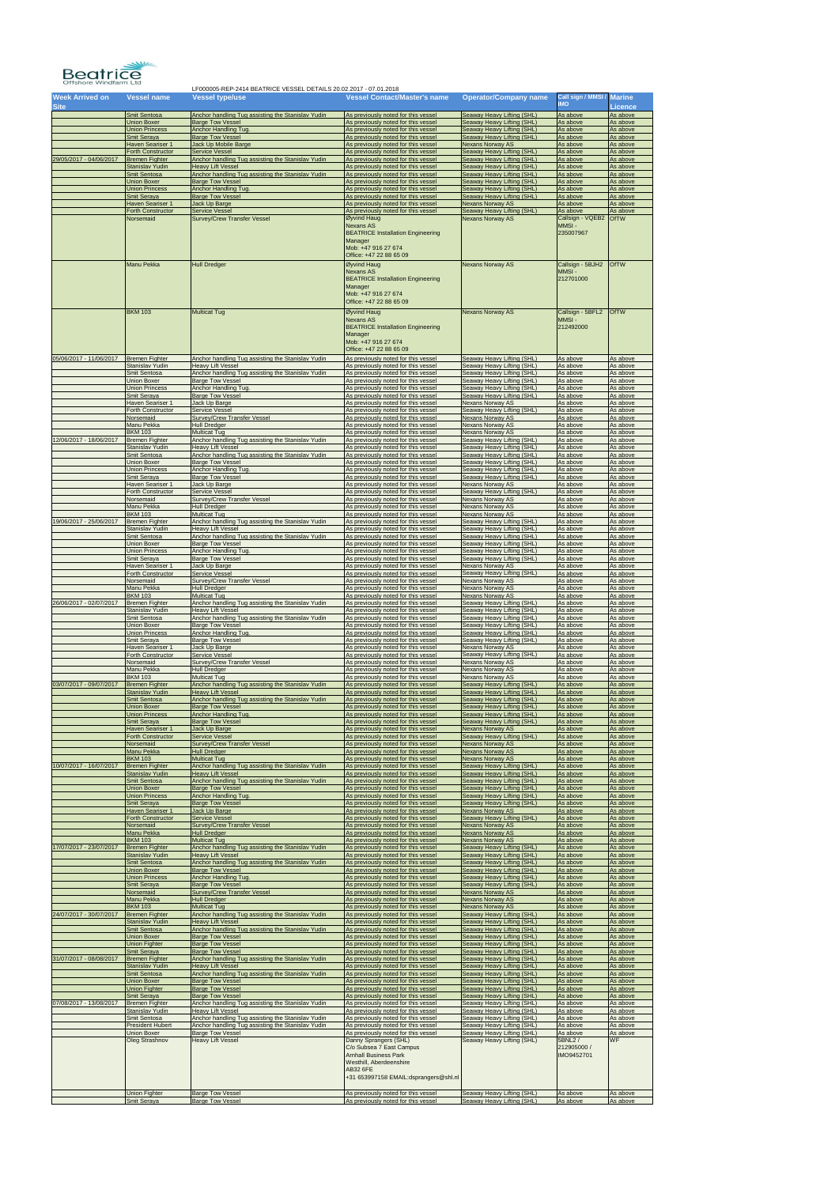Beatrice Offshore Windfarm Ltd

LF000005-REP-2414 BEATRICE VESSEL DETAILS 20.02.2017 - 07.01.2018

| Week Arrived on Site | Vessel name | Vessel type/use | Vessel Contact/Master's name | Operator/Company name | Call sign / MMSI / IMO | Marine Licence |
|---|---|---|---|---|---|---|
| | Smit Sentosa | Anchor handling Tug assisting the Stanislav Yudin | As previously noted for this vessel | Seaway Heavy Lifting (SHL) | As above | As above |
| | Union Boxer | Barge Tow Vessel | As previously noted for this vessel | Seaway Heavy Lifting (SHL) | As above | As above |
| | Union Princess | Anchor Handling Tug. | As previously noted for this vessel | Seaway Heavy Lifting (SHL) | As above | As above |
| | Smit Seraya | Barge Tow Vessel | As previously noted for this vessel | Seaway Heavy Lifting (SHL) | As above | As above |
| | Haven Seariser 1 | Jack Up Mobile Barge | As previously noted for this vessel | Nexans Norway AS | As above | As above |
| | Forth Constructor | Service Vessel | As previously noted for this vessel | Seaway Heavy Lifting (SHL) | As above | As above |
| 29/05/2017 - 04/06/2017 | Bremen Fighter | Anchor handling Tug assisting the Stanislav Yudin | As previously noted for this vessel | Seaway Heavy Lifting (SHL) | As above | As above |
| | Stanislav Yudin | Heavy Lift Vessel | As previously noted for this vessel | Seaway Heavy Lifting (SHL) | As above | As above |
| | Smit Sentosa | Anchor handling Tug assisting the Stanislav Yudin | As previously noted for this vessel | Seaway Heavy Lifting (SHL) | As above | As above |
| | Union Boxer | Barge Tow Vessel | As previously noted for this vessel | Seaway Heavy Lifting (SHL) | As above | As above |
| | Union Princess | Anchor Handling Tug. | As previously noted for this vessel | Seaway Heavy Lifting (SHL) | As above | As above |
| | Smit Seraya | Barge Tow Vessel | As previously noted for this vessel | Seaway Heavy Lifting (SHL) | As above | As above |
| | Haven Seariser 1 | Jack Up Barge | As previously noted for this vessel | Nexans Norway AS | As above | As above |
| | Forth Constructor | Service Vessel | As previously noted for this vessel | Seaway Heavy Lifting (SHL) | As above | As above |
| | Norsemaid | Survey/Crew Transfer Vessel | Øyvind Haug<br>Nexans AS<br>BEATRICE Installation Engineering Manager<br>Mob: +47 916 27 674<br>Office: +47 22 88 65 09 | Nexans Norway AS | Callsign - VQEB2<br>MMSI - 235007967 | OfTW |
| | Manu Pekka | Hull Dredger | Øyvind Haug<br>Nexans AS<br>BEATRICE Installation Engineering Manager<br>Mob: +47 916 27 674<br>Office: +47 22 88 65 09 | Nexans Norway AS | Callsign - 5BJH2<br>MMSI - 212701000 | OfTW |
| | BKM 103 | Multicat Tug | Øyvind Haug<br>Nexans AS<br>BEATRICE Installation Engineering Manager<br>Mob: +47 916 27 674<br>Office: +47 22 88 65 09 | Nexans Norway AS | Callsign - 5BFL2<br>MMSI - 212492000 | OfTW |
| 05/06/2017 - 11/06/2017 | Bremen Fighter | Anchor handling Tug assisting the Stanislav Yudin | As previously noted for this vessel | Seaway Heavy Lifting (SHL) | As above | As above |
| | Stanislav Yudin | Heavy Lift Vessel | As previously noted for this vessel | Seaway Heavy Lifting (SHL) | As above | As above |
| | Smit Sentosa | Anchor handling Tug assisting the Stanislav Yudin | As previously noted for this vessel | Seaway Heavy Lifting (SHL) | As above | As above |
| | Union Boxer | Barge Tow Vessel | As previously noted for this vessel | Seaway Heavy Lifting (SHL) | As above | As above |
| | Union Princess | Anchor Handling Tug. | As previously noted for this vessel | Seaway Heavy Lifting (SHL) | As above | As above |
| | Smit Seraya | Barge Tow Vessel | As previously noted for this vessel | Seaway Heavy Lifting (SHL) | As above | As above |
| | Haven Seariser 1 | Jack Up Barge | As previously noted for this vessel | Nexans Norway AS | As above | As above |
| | Forth Constructor | Service Vessel | As previously noted for this vessel | Seaway Heavy Lifting (SHL) | As above | As above |
| | Norsemaid | Survey/Crew Transfer Vessel | As previously noted for this vessel | Nexans Norway AS | As above | As above |
| | Manu Pekka | Hull Dredger | As previously noted for this vessel | Nexans Norway AS | As above | As above |
| | BKM 103 | Multicat Tug | As previously noted for this vessel | Nexans Norway AS | As above | As above |
| 12/06/2017 - 18/06/2017 | Bremen Fighter | Anchor handling Tug assisting the Stanislav Yudin | As previously noted for this vessel | Seaway Heavy Lifting (SHL) | As above | As above |
| | Stanislav Yudin | Heavy Lift Vessel | As previously noted for this vessel | Seaway Heavy Lifting (SHL) | As above | As above |
| | Smit Sentosa | Anchor handling Tug assisting the Stanislav Yudin | As previously noted for this vessel | Seaway Heavy Lifting (SHL) | As above | As above |
| | Union Boxer | Barge Tow Vessel | As previously noted for this vessel | Seaway Heavy Lifting (SHL) | As above | As above |
| | Union Princess | Anchor Handling Tug. | As previously noted for this vessel | Seaway Heavy Lifting (SHL) | As above | As above |
| | Smit Seraya | Barge Tow Vessel | As previously noted for this vessel | Seaway Heavy Lifting (SHL) | As above | As above |
| | Haven Seariser 1 | Jack Up Barge | As previously noted for this vessel | Nexans Norway AS | As above | As above |
| | Forth Constructor | Service Vessel | As previously noted for this vessel | Seaway Heavy Lifting (SHL) | As above | As above |
| | Norsemaid | Survey/Crew Transfer Vessel | As previously noted for this vessel | Nexans Norway AS | As above | As above |
| | Manu Pekka | Hull Dredger | As previously noted for this vessel | Nexans Norway AS | As above | As above |
| | BKM 103 | Multicat Tug | As previously noted for this vessel | Nexans Norway AS | As above | As above |
| 19/06/2017 - 25/06/2017 | Bremen Fighter | Anchor handling Tug assisting the Stanislav Yudin | As previously noted for this vessel | Seaway Heavy Lifting (SHL) | As above | As above |
| | Stanislav Yudin | Heavy Lift Vessel | As previously noted for this vessel | Seaway Heavy Lifting (SHL) | As above | As above |
| | Smit Sentosa | Anchor handling Tug assisting the Stanislav Yudin | As previously noted for this vessel | Seaway Heavy Lifting (SHL) | As above | As above |
| | Union Boxer | Barge Tow Vessel | As previously noted for this vessel | Seaway Heavy Lifting (SHL) | As above | As above |
| | Union Princess | Anchor Handling Tug. | As previously noted for this vessel | Seaway Heavy Lifting (SHL) | As above | As above |
| | Smit Seraya | Barge Tow Vessel | As previously noted for this vessel | Seaway Heavy Lifting (SHL) | As above | As above |
| | Haven Seariser 1 | Jack Up Barge | As previously noted for this vessel | Nexans Norway AS | As above | As above |
| | Forth Constructor | Service Vessel | As previously noted for this vessel | Seaway Heavy Lifting (SHL) | As above | As above |
| | Norsemaid | Survey/Crew Transfer Vessel | As previously noted for this vessel | Nexans Norway AS | As above | As above |
| | Manu Pekka | Hull Dredger | As previously noted for this vessel | Nexans Norway AS | As above | As above |
| | BKM 103 | Multicat Tug | As previously noted for this vessel | Nexans Norway AS | As above | As above |
| 26/06/2017 - 02/07/2017 | Bremen Fighter | Anchor handling Tug assisting the Stanislav Yudin | As previously noted for this vessel | Seaway Heavy Lifting (SHL) | As above | As above |
| | Stanislav Yudin | Heavy Lift Vessel | As previously noted for this vessel | Seaway Heavy Lifting (SHL) | As above | As above |
| | Smit Sentosa | Anchor handling Tug assisting the Stanislav Yudin | As previously noted for this vessel | Seaway Heavy Lifting (SHL) | As above | As above |
| | Union Boxer | Barge Tow Vessel | As previously noted for this vessel | Seaway Heavy Lifting (SHL) | As above | As above |
| | Union Princess | Anchor Handling Tug. | As previously noted for this vessel | Seaway Heavy Lifting (SHL) | As above | As above |
| | Smit Seraya | Barge Tow Vessel | As previously noted for this vessel | Seaway Heavy Lifting (SHL) | As above | As above |
| | Haven Seariser 1 | Jack Up Barge | As previously noted for this vessel | Nexans Norway AS | As above | As above |
| | Forth Constructor | Service Vessel | As previously noted for this vessel | Seaway Heavy Lifting (SHL) | As above | As above |
| | Norsemaid | Survey/Crew Transfer Vessel | As previously noted for this vessel | Nexans Norway AS | As above | As above |
| | Manu Pekka | Hull Dredger | As previously noted for this vessel | Nexans Norway AS | As above | As above |
| | BKM 103 | Multicat Tug | As previously noted for this vessel | Nexans Norway AS | As above | As above |
| 03/07/2017 - 09/07/2017 | Bremen Fighter | Anchor handling Tug assisting the Stanislav Yudin | As previously noted for this vessel | Seaway Heavy Lifting (SHL) | As above | As above |
| | Stanislav Yudin | Heavy Lift Vessel | As previously noted for this vessel | Seaway Heavy Lifting (SHL) | As above | As above |
| | Smit Sentosa | Anchor handling Tug assisting the Stanislav Yudin | As previously noted for this vessel | Seaway Heavy Lifting (SHL) | As above | As above |
| | Union Boxer | Barge Tow Vessel | As previously noted for this vessel | Seaway Heavy Lifting (SHL) | As above | As above |
| | Union Princess | Anchor Handling Tug. | As previously noted for this vessel | Seaway Heavy Lifting (SHL) | As above | As above |
| | Smit Seraya | Barge Tow Vessel | As previously noted for this vessel | Seaway Heavy Lifting (SHL) | As above | As above |
| | Haven Seariser 1 | Jack Up Barge | As previously noted for this vessel | Nexans Norway AS | As above | As above |
| | Forth Constructor | Service Vessel | As previously noted for this vessel | Seaway Heavy Lifting (SHL) | As above | As above |
| | Norsemaid | Survey/Crew Transfer Vessel | As previously noted for this vessel | Nexans Norway AS | As above | As above |
| | Manu Pekka | Hull Dredger | As previously noted for this vessel | Nexans Norway AS | As above | As above |
| | BKM 103 | Multicat Tug | As previously noted for this vessel | Nexans Norway AS | As above | As above |
| 10/07/2017 - 16/07/2017 | Bremen Fighter | Anchor handling Tug assisting the Stanislav Yudin | As previously noted for this vessel | Seaway Heavy Lifting (SHL) | As above | As above |
| | Stanislav Yudin | Heavy Lift Vessel | As previously noted for this vessel | Seaway Heavy Lifting (SHL) | As above | As above |
| | Smit Sentosa | Anchor handling Tug assisting the Stanislav Yudin | As previously noted for this vessel | Seaway Heavy Lifting (SHL) | As above | As above |
| | Union Boxer | Barge Tow Vessel | As previously noted for this vessel | Seaway Heavy Lifting (SHL) | As above | As above |
| | Union Princess | Anchor Handling Tug. | As previously noted for this vessel | Seaway Heavy Lifting (SHL) | As above | As above |
| | Smit Seraya | Barge Tow Vessel | As previously noted for this vessel | Seaway Heavy Lifting (SHL) | As above | As above |
| | Haven Seariser 1 | Jack Up Barge | As previously noted for this vessel | Nexans Norway AS | As above | As above |
| | Forth Constructor | Service Vessel | As previously noted for this vessel | Seaway Heavy Lifting (SHL) | As above | As above |
| | Norsemaid | Survey/Crew Transfer Vessel | As previously noted for this vessel | Nexans Norway AS | As above | As above |
| | Manu Pekka | Hull Dredger | As previously noted for this vessel | Nexans Norway AS | As above | As above |
| | BKM 103 | Multicat Tug | As previously noted for this vessel | Nexans Norway AS | As above | As above |
| 17/07/2017 - 23/07/2017 | Bremen Fighter | Anchor handling Tug assisting the Stanislav Yudin | As previously noted for this vessel | Seaway Heavy Lifting (SHL) | As above | As above |
| | Stanislav Yudin | Heavy Lift Vessel | As previously noted for this vessel | Seaway Heavy Lifting (SHL) | As above | As above |
| | Smit Sentosa | Anchor handling Tug assisting the Stanislav Yudin | As previously noted for this vessel | Seaway Heavy Lifting (SHL) | As above | As above |
| | Union Boxer | Barge Tow Vessel | As previously noted for this vessel | Seaway Heavy Lifting (SHL) | As above | As above |
| | Union Princess | Anchor Handling Tug. | As previously noted for this vessel | Seaway Heavy Lifting (SHL) | As above | As above |
| | Smit Seraya | Barge Tow Vessel | As previously noted for this vessel | Seaway Heavy Lifting (SHL) | As above | As above |
| | Norsemaid | Survey/Crew Transfer Vessel | As previously noted for this vessel | Nexans Norway AS | As above | As above |
| | Manu Pekka | Hull Dredger | As previously noted for this vessel | Nexans Norway AS | As above | As above |
| | BKM 103 | Multicat Tug | As previously noted for this vessel | Nexans Norway AS | As above | As above |
| 24/07/2017 - 30/07/2017 | Bremen Fighter | Anchor handling Tug assisting the Stanislav Yudin | As previously noted for this vessel | Seaway Heavy Lifting (SHL) | As above | As above |
| | Stanislav Yudin | Heavy Lift Vessel | As previously noted for this vessel | Seaway Heavy Lifting (SHL) | As above | As above |
| | Smit Sentosa | Anchor handling Tug assisting the Stanislav Yudin | As previously noted for this vessel | Seaway Heavy Lifting (SHL) | As above | As above |
| | Union Boxer | Barge Tow Vessel | As previously noted for this vessel | Seaway Heavy Lifting (SHL) | As above | As above |
| | Union Fighter | Barge Tow Vessel | As previously noted for this vessel | Seaway Heavy Lifting (SHL) | As above | As above |
| | Smit Seraya | Barge Tow Vessel | As previously noted for this vessel | Seaway Heavy Lifting (SHL) | As above | As above |
| 31/07/2017 - 06/08/2017 | Bremen Fighter | Anchor handling Tug assisting the Stanislav Yudin | As previously noted for this vessel | Seaway Heavy Lifting (SHL) | As above | As above |
| | Stanislav Yudin | Heavy Lift Vessel | As previously noted for this vessel | Seaway Heavy Lifting (SHL) | As above | As above |
| | Smit Sentosa | Anchor handling Tug assisting the Stanislav Yudin | As previously noted for this vessel | Seaway Heavy Lifting (SHL) | As above | As above |
| | Union Boxer | Barge Tow Vessel | As previously noted for this vessel | Seaway Heavy Lifting (SHL) | As above | As above |
| | Union Fighter | Barge Tow Vessel | As previously noted for this vessel | Seaway Heavy Lifting (SHL) | As above | As above |
| | Smit Seraya | Barge Tow Vessel | As previously noted for this vessel | Seaway Heavy Lifting (SHL) | As above | As above |
| 07/08/2017 - 13/08/2017 | Bremen Fighter | Anchor handling Tug assisting the Stanislav Yudin | As previously noted for this vessel | Seaway Heavy Lifting (SHL) | As above | As above |
| | Stanislav Yudin | Heavy Lift Vessel | As previously noted for this vessel | Seaway Heavy Lifting (SHL) | As above | As above |
| | Smit Sentosa | Anchor handling Tug assisting the Stanislav Yudin | As previously noted for this vessel | Seaway Heavy Lifting (SHL) | As above | As above |
| | President Hubert | Anchor handling Tug assisting the Stanislav Yudin | As previously noted for this vessel | Seaway Heavy Lifting (SHL) | As above | As above |
| | Union Boxer | Barge Tow Vessel | As previously noted for this vessel | Seaway Heavy Lifting (SHL) | As above | As above |
| | Oleg Strashnov | Heavy Lift Vessel | Danny Sprangers (SHL)<br>C/o Subsea 7 East Campus<br>Arnhall Business Park<br>Westhill, Aberdeenshire<br>AB32 6FE<br>+31 653997158 EMAIL:dsprangers@shl.nl | Seaway Heavy Lifting (SHL) | 5BNL2 /<br>212905000 /<br>IMO9452701 | WF |
| | Union Fighter | Barge Tow Vessel | As previously noted for this vessel | Seaway Heavy Lifting (SHL) | As above | As above |
| | Smit Seraya | Barge Tow Vessel | As previously noted for this vessel | Seaway Heavy Lifting (SHL) | As above | As above |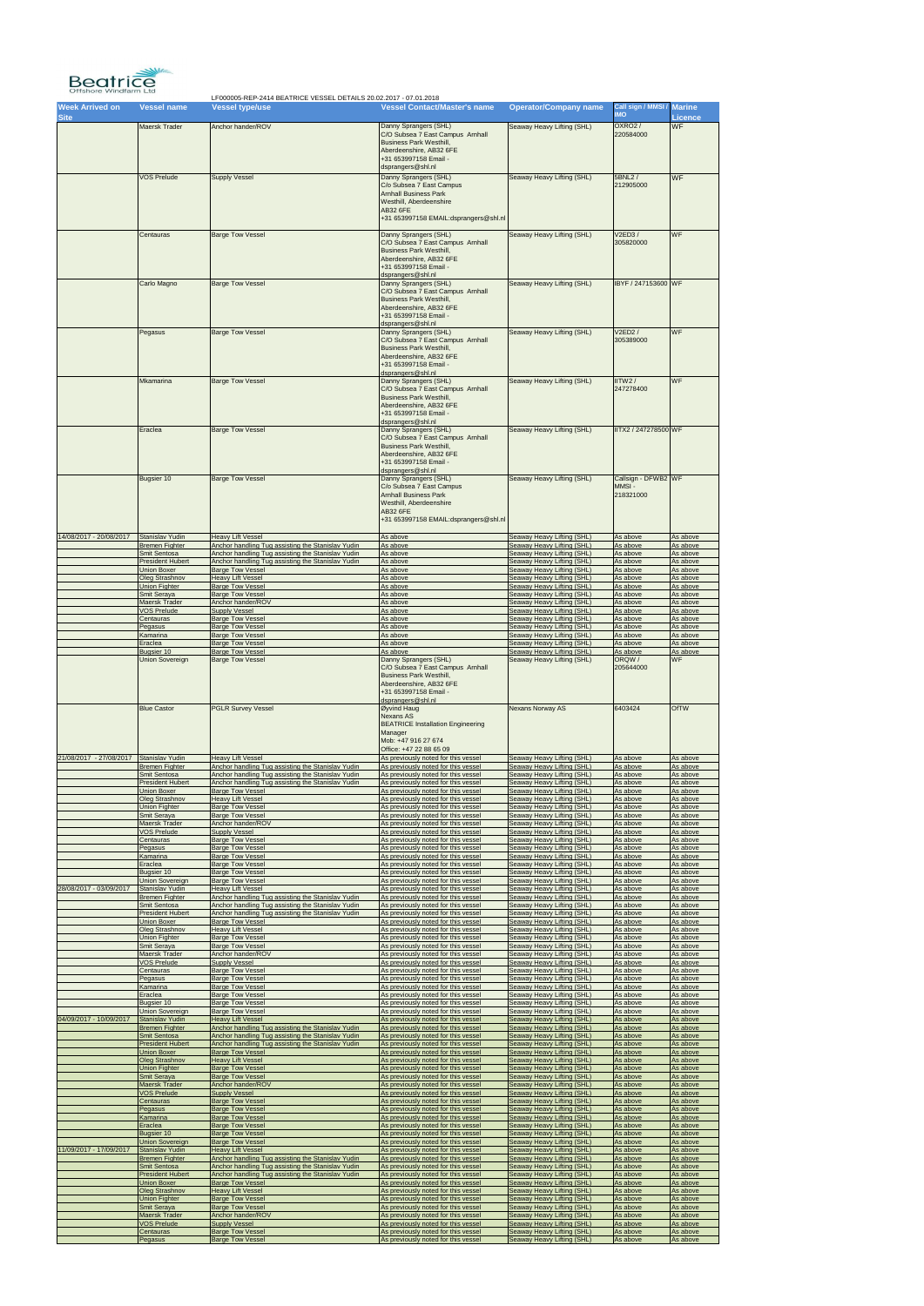LF000005-REP-2414 BEATRICE VESSEL DETAILS 20.02.2017 - 07.01.2018

| Week Arrived on Site | Vessel name | Vessel type/use | Vessel Contact/Master's name | Operator/Company name | Call sign / MMSI / IMO | Marine Licence |
|---|---|---|---|---|---|---|
| | Maersk Trader | Anchor hander/ROV | Danny Sprangers (SHL) C/O Subsea 7 East Campus Arnhall Business Park Westhill, Aberdeenshire, AB32 6FE +31 653997158 Email - dsprangers@shl.nl | Seaway Heavy Lifting (SHL) | OXRO2 / 220584000 | WF |
| | VOS Prelude | Supply Vessel | Danny Sprangers (SHL) C/o Subsea 7 East Campus Arnhall Business Park Westhill, Aberdeenshire AB32 6FE +31 653997158 EMAIL:dsprangers@shl.nl | Seaway Heavy Lifting (SHL) | 5BNL2 / 212905000 | WF |
| | Centauras | Barge Tow Vessel | Danny Sprangers (SHL) C/O Subsea 7 East Campus Arnhall Business Park Westhill, Aberdeenshire, AB32 6FE +31 653997158 Email - dsprangers@shl.nl | Seaway Heavy Lifting (SHL) | V2ED3 / 305820000 | WF |
| | Carlo Magno | Barge Tow Vessel | Danny Sprangers (SHL) C/O Subsea 7 East Campus Arnhall Business Park Westhill, Aberdeenshire, AB32 6FE +31 653997158 Email - dsprangers@shl.nl | Seaway Heavy Lifting (SHL) | IBYF / 247153600 | WF |
| | Pegasus | Barge Tow Vessel | Danny Sprangers (SHL) C/O Subsea 7 East Campus Arnhall Business Park Westhill, Aberdeenshire, AB32 6FE +31 653997158 Email - dsprangers@shl.nl | Seaway Heavy Lifting (SHL) | V2ED2 / 305389000 | WF |
| | Mkamarina | Barge Tow Vessel | Danny Sprangers (SHL) C/O Subsea 7 East Campus Arnhall Business Park Westhill, Aberdeenshire, AB32 6FE +31 653997158 Email - dsprangers@shl.nl | Seaway Heavy Lifting (SHL) | IITW2 / 247278400 | WF |
| | Eraclea | Barge Tow Vessel | Danny Sprangers (SHL) C/O Subsea 7 East Campus Arnhall Business Park Westhill, Aberdeenshire, AB32 6FE +31 653997158 Email - dsprangers@shl.nl | Seaway Heavy Lifting (SHL) | IITX2 / 247278500 | WF |
| | Bugsier 10 | Barge Tow Vessel | Danny Sprangers (SHL) C/o Subsea 7 East Campus Arnhall Business Park Westhill, Aberdeenshire AB32 6FE +31 653997158 EMAIL:dsprangers@shl.nl | Seaway Heavy Lifting (SHL) | Callsign - DFWB2 MMSI - 218321000 | WF |
| 14/08/2017 - 20/08/2017 | Stanislav Yudin | Heavy Lift Vessel | As above | Seaway Heavy Lifting (SHL) | As above | As above |
| | Bremen Fighter | Anchor handling Tug assisting the Stanislav Yudin | As above | Seaway Heavy Lifting (SHL) | As above | As above |
| | Smit Sentosa | Anchor handling Tug assisting the Stanislav Yudin | As above | Seaway Heavy Lifting (SHL) | As above | As above |
| | President Hubert | Anchor handling Tug assisting the Stanislav Yudin | As above | Seaway Heavy Lifting (SHL) | As above | As above |
| | Union Boxer | Barge Tow Vessel | As above | Seaway Heavy Lifting (SHL) | As above | As above |
| | Oleg Strashnov | Heavy Lift Vessel | As above | Seaway Heavy Lifting (SHL) | As above | As above |
| | Union Fighter | Barge Tow Vessel | As above | Seaway Heavy Lifting (SHL) | As above | As above |
| | Smit Seraya | Barge Tow Vessel | As above | Seaway Heavy Lifting (SHL) | As above | As above |
| | Maersk Trader | Anchor hander/ROV | As above | Seaway Heavy Lifting (SHL) | As above | As above |
| | VOS Prelude | Supply Vessel | As above | Seaway Heavy Lifting (SHL) | As above | As above |
| | Centauras | Barge Tow Vessel | As above | Seaway Heavy Lifting (SHL) | As above | As above |
| | Pegasus | Barge Tow Vessel | As above | Seaway Heavy Lifting (SHL) | As above | As above |
| | Kamarina | Barge Tow Vessel | As above | Seaway Heavy Lifting (SHL) | As above | As above |
| | Eraclea | Barge Tow Vessel | As above | Seaway Heavy Lifting (SHL) | As above | As above |
| | Bugsier 10 | Barge Tow Vessel | As above | Seaway Heavy Lifting (SHL) | As above | As above |
| | Union Sovereign | Barge Tow Vessel | Danny Sprangers (SHL) C/O Subsea 7 East Campus Arnhall Business Park Westhill, Aberdeenshire, AB32 6FE +31 653997158 Email - dsprangers@shl.nl | Seaway Heavy Lifting (SHL) | ORQW / 205644000 | WF |
| | Blue Castor | PGLR Survey Vessel | Øyvind Haug Nexans AS BEATRICE Installation Engineering Manager Mob: +47 916 27 674 Office: +47 22 88 65 09 | Nexans Norway AS | 6403424 | OfTW |
| 21/08/2017 - 27/08/2017 | Stanislav Yudin | Heavy Lift Vessel | As previously noted for this vessel | Seaway Heavy Lifting (SHL) | As above | As above |
| | Bremen Fighter | Anchor handling Tug assisting the Stanislav Yudin | As previously noted for this vessel | Seaway Heavy Lifting (SHL) | As above | As above |
| | Smit Sentosa | Anchor handling Tug assisting the Stanislav Yudin | As previously noted for this vessel | Seaway Heavy Lifting (SHL) | As above | As above |
| | President Hubert | Anchor handling Tug assisting the Stanislav Yudin | As previously noted for this vessel | Seaway Heavy Lifting (SHL) | As above | As above |
| | Union Boxer | Barge Tow Vessel | As previously noted for this vessel | Seaway Heavy Lifting (SHL) | As above | As above |
| | Oleg Strashnov | Heavy Lift Vessel | As previously noted for this vessel | Seaway Heavy Lifting (SHL) | As above | As above |
| | Union Fighter | Barge Tow Vessel | As previously noted for this vessel | Seaway Heavy Lifting (SHL) | As above | As above |
| | Smit Seraya | Barge Tow Vessel | As previously noted for this vessel | Seaway Heavy Lifting (SHL) | As above | As above |
| | Maersk Trader | Anchor hander/ROV | As previously noted for this vessel | Seaway Heavy Lifting (SHL) | As above | As above |
| | VOS Prelude | Supply Vessel | As previously noted for this vessel | Seaway Heavy Lifting (SHL) | As above | As above |
| | Centauras | Barge Tow Vessel | As previously noted for this vessel | Seaway Heavy Lifting (SHL) | As above | As above |
| | Pegasus | Barge Tow Vessel | As previously noted for this vessel | Seaway Heavy Lifting (SHL) | As above | As above |
| | Kamarina | Barge Tow Vessel | As previously noted for this vessel | Seaway Heavy Lifting (SHL) | As above | As above |
| | Eraclea | Barge Tow Vessel | As previously noted for this vessel | Seaway Heavy Lifting (SHL) | As above | As above |
| | Bugsier 10 | Barge Tow Vessel | As previously noted for this vessel | Seaway Heavy Lifting (SHL) | As above | As above |
| | Union Sovereign | Barge Tow Vessel | As previously noted for this vessel | Seaway Heavy Lifting (SHL) | As above | As above |
| 28/08/2017 - 03/09/2017 | Stanislav Yudin | Heavy Lift Vessel | As previously noted for this vessel | Seaway Heavy Lifting (SHL) | As above | As above |
| | Bremen Fighter | Anchor handling Tug assisting the Stanislav Yudin | As previously noted for this vessel | Seaway Heavy Lifting (SHL) | As above | As above |
| | Smit Sentosa | Anchor handling Tug assisting the Stanislav Yudin | As previously noted for this vessel | Seaway Heavy Lifting (SHL) | As above | As above |
| | President Hubert | Anchor handling Tug assisting the Stanislav Yudin | As previously noted for this vessel | Seaway Heavy Lifting (SHL) | As above | As above |
| | Union Boxer | Barge Tow Vessel | As previously noted for this vessel | Seaway Heavy Lifting (SHL) | As above | As above |
| | Oleg Strashnov | Heavy Lift Vessel | As previously noted for this vessel | Seaway Heavy Lifting (SHL) | As above | As above |
| | Union Fighter | Barge Tow Vessel | As previously noted for this vessel | Seaway Heavy Lifting (SHL) | As above | As above |
| | Smit Seraya | Barge Tow Vessel | As previously noted for this vessel | Seaway Heavy Lifting (SHL) | As above | As above |
| | Maersk Trader | Anchor hander/ROV | As previously noted for this vessel | Seaway Heavy Lifting (SHL) | As above | As above |
| | VOS Prelude | Supply Vessel | As previously noted for this vessel | Seaway Heavy Lifting (SHL) | As above | As above |
| | Centauras | Barge Tow Vessel | As previously noted for this vessel | Seaway Heavy Lifting (SHL) | As above | As above |
| | Pegasus | Barge Tow Vessel | As previously noted for this vessel | Seaway Heavy Lifting (SHL) | As above | As above |
| | Kamarina | Barge Tow Vessel | As previously noted for this vessel | Seaway Heavy Lifting (SHL) | As above | As above |
| | Eraclea | Barge Tow Vessel | As previously noted for this vessel | Seaway Heavy Lifting (SHL) | As above | As above |
| | Bugsier 10 | Barge Tow Vessel | As previously noted for this vessel | Seaway Heavy Lifting (SHL) | As above | As above |
| | Union Sovereign | Barge Tow Vessel | As previously noted for this vessel | Seaway Heavy Lifting (SHL) | As above | As above |
| 04/09/2017 - 10/09/2017 | Stanislav Yudin | Heavy Lift Vessel | As previously noted for this vessel | Seaway Heavy Lifting (SHL) | As above | As above |
| | Bremen Fighter | Anchor handling Tug assisting the Stanislav Yudin | As previously noted for this vessel | Seaway Heavy Lifting (SHL) | As above | As above |
| | Smit Sentosa | Anchor handling Tug assisting the Stanislav Yudin | As previously noted for this vessel | Seaway Heavy Lifting (SHL) | As above | As above |
| | President Hubert | Anchor handling Tug assisting the Stanislav Yudin | As previously noted for this vessel | Seaway Heavy Lifting (SHL) | As above | As above |
| | Union Boxer | Barge Tow Vessel | As previously noted for this vessel | Seaway Heavy Lifting (SHL) | As above | As above |
| | Oleg Strashnov | Heavy Lift Vessel | As previously noted for this vessel | Seaway Heavy Lifting (SHL) | As above | As above |
| | Union Fighter | Barge Tow Vessel | As previously noted for this vessel | Seaway Heavy Lifting (SHL) | As above | As above |
| | Smit Seraya | Barge Tow Vessel | As previously noted for this vessel | Seaway Heavy Lifting (SHL) | As above | As above |
| | Maersk Trader | Anchor hander/ROV | As previously noted for this vessel | Seaway Heavy Lifting (SHL) | As above | As above |
| | VOS Prelude | Supply Vessel | As previously noted for this vessel | Seaway Heavy Lifting (SHL) | As above | As above |
| | Centauras | Barge Tow Vessel | As previously noted for this vessel | Seaway Heavy Lifting (SHL) | As above | As above |
| | Pegasus | Barge Tow Vessel | As previously noted for this vessel | Seaway Heavy Lifting (SHL) | As above | As above |
| | Kamarina | Barge Tow Vessel | As previously noted for this vessel | Seaway Heavy Lifting (SHL) | As above | As above |
| | Eraclea | Barge Tow Vessel | As previously noted for this vessel | Seaway Heavy Lifting (SHL) | As above | As above |
| | Bugsier 10 | Barge Tow Vessel | As previously noted for this vessel | Seaway Heavy Lifting (SHL) | As above | As above |
| | Union Sovereign | Barge Tow Vessel | As previously noted for this vessel | Seaway Heavy Lifting (SHL) | As above | As above |
| 11/09/2017 - 17/09/2017 | Stanislav Yudin | Heavy Lift Vessel | As previously noted for this vessel | Seaway Heavy Lifting (SHL) | As above | As above |
| | Bremen Fighter | Anchor handling Tug assisting the Stanislav Yudin | As previously noted for this vessel | Seaway Heavy Lifting (SHL) | As above | As above |
| | Smit Sentosa | Anchor handling Tug assisting the Stanislav Yudin | As previously noted for this vessel | Seaway Heavy Lifting (SHL) | As above | As above |
| | President Hubert | Anchor handling Tug assisting the Stanislav Yudin | As previously noted for this vessel | Seaway Heavy Lifting (SHL) | As above | As above |
| | Union Boxer | Barge Tow Vessel | As previously noted for this vessel | Seaway Heavy Lifting (SHL) | As above | As above |
| | Oleg Strashnov | Heavy Lift Vessel | As previously noted for this vessel | Seaway Heavy Lifting (SHL) | As above | As above |
| | Union Fighter | Barge Tow Vessel | As previously noted for this vessel | Seaway Heavy Lifting (SHL) | As above | As above |
| | Smit Seraya | Barge Tow Vessel | As previously noted for this vessel | Seaway Heavy Lifting (SHL) | As above | As above |
| | Maersk Trader | Anchor hander/ROV | As previously noted for this vessel | Seaway Heavy Lifting (SHL) | As above | As above |
| | VOS Prelude | Supply Vessel | As previously noted for this vessel | Seaway Heavy Lifting (SHL) | As above | As above |
| | Centauras | Barge Tow Vessel | As previously noted for this vessel | Seaway Heavy Lifting (SHL) | As above | As above |
| | Pegasus | Barge Tow Vessel | As previously noted for this vessel | Seaway Heavy Lifting (SHL) | As above | As above |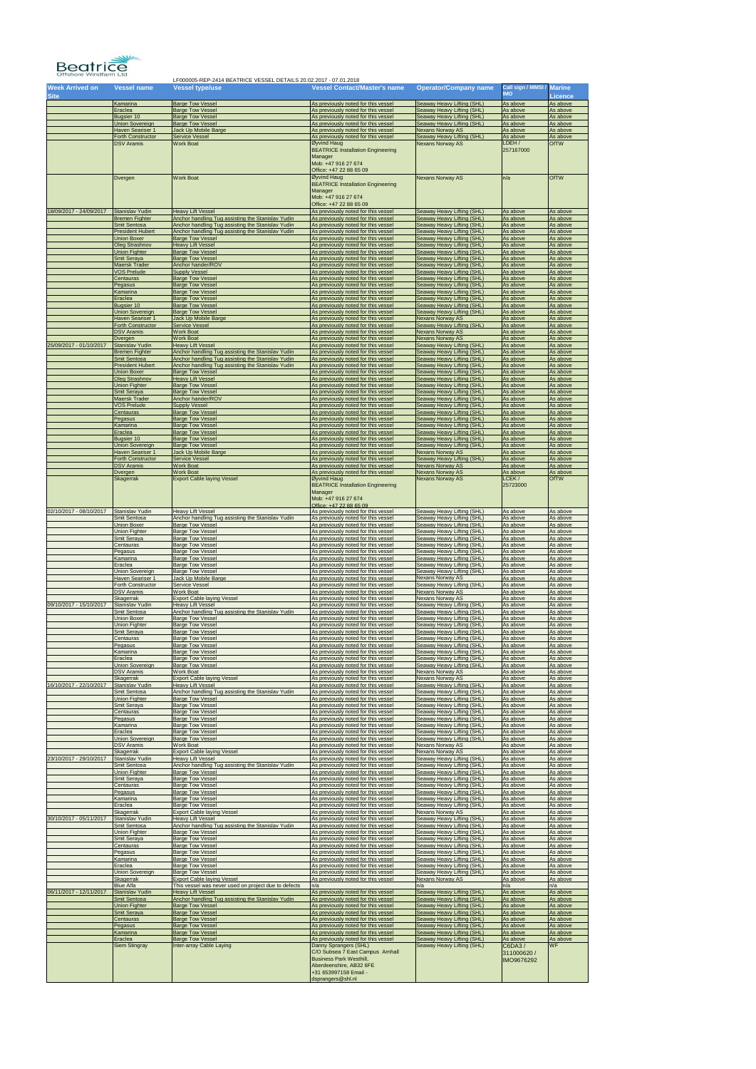Beatrice Offshore Windfarm Ltd

LF000005-REP-2414 BEATRICE VESSEL DETAILS 20.02.2017 - 07.01.2018

| Week Arrived on Site | Vessel name | Vessel type/use | Vessel Contact/Master's name | Operator/Company name | Call sign / MMSI / IMO | Marine Licence |
|---|---|---|---|---|---|---|
| | Kamarina | Barge Tow Vessel | As previously noted for this vessel | Seaway Heavy Lifting (SHL) | As above | As above |
| | Eraclea | Barge Tow Vessel | As previously noted for this vessel | Seaway Heavy Lifting (SHL) | As above | As above |
| | Bugsier 10 | Barge Tow Vessel | As previously noted for this vessel | Seaway Heavy Lifting (SHL) | As above | As above |
| | Union Sovereign | Barge Tow Vessel | As previously noted for this vessel | Seaway Heavy Lifting (SHL) | As above | As above |
| | Haven Seariser 1 | Jack Up Mobile Barge | As previously noted for this vessel | Nexans Norway AS | As above | As above |
| | Forth Constructor | Service Vessel | As previously noted for this vessel | Seaway Heavy Lifting (SHL) | As above | As above |
| | DSV Aramis | Work Boat | Øyvind Haug BEATRICE Installation Engineering Manager Mob: +47 916 27 674 Office: +47 22 88 65 09 | Nexans Norway AS | LDEH / 257167000 | OfTW |
| | Dvergen | Work Boat | Øyvind Haug BEATRICE Installation Engineering Manager Mob: +47 916 27 674 Office: +47 22 88 65 09 | Nexans Norway AS | n/a | OfTW |
| 18/09/2017 - 24/09/2017 | Stanislav Yudin | Heavy Lift Vessel | As previously noted for this vessel | Seaway Heavy Lifting (SHL) | As above | As above |
| | Bremen Fighter | Anchor handling Tug assisting the Stanislav Yudin | As previously noted for this vessel | Seaway Heavy Lifting (SHL) | As above | As above |
| | Smit Sentosa | Anchor handling Tug assisting the Stanislav Yudin | As previously noted for this vessel | Seaway Heavy Lifting (SHL) | As above | As above |
| | President Hubert | Anchor handling Tug assisting the Stanislav Yudin | As previously noted for this vessel | Seaway Heavy Lifting (SHL) | As above | As above |
| | Union Boxer | Barge Tow Vessel | As previously noted for this vessel | Seaway Heavy Lifting (SHL) | As above | As above |
| | Oleg Strashnov | Heavy Lift Vessel | As previously noted for this vessel | Seaway Heavy Lifting (SHL) | As above | As above |
| | Union Fighter | Barge Tow Vessel | As previously noted for this vessel | Seaway Heavy Lifting (SHL) | As above | As above |
| | Smit Seraya | Barge Tow Vessel | As previously noted for this vessel | Seaway Heavy Lifting (SHL) | As above | As above |
| | Maersk Trader | Anchor hander/ROV | As previously noted for this vessel | Seaway Heavy Lifting (SHL) | As above | As above |
| | VOS Prelude | Supply Vessel | As previously noted for this vessel | Seaway Heavy Lifting (SHL) | As above | As above |
| | Centauras | Barge Tow Vessel | As previously noted for this vessel | Seaway Heavy Lifting (SHL) | As above | As above |
| | Pegasus | Barge Tow Vessel | As previously noted for this vessel | Seaway Heavy Lifting (SHL) | As above | As above |
| | Kamarina | Barge Tow Vessel | As previously noted for this vessel | Seaway Heavy Lifting (SHL) | As above | As above |
| | Eraclea | Barge Tow Vessel | As previously noted for this vessel | Seaway Heavy Lifting (SHL) | As above | As above |
| | Bugsier 10 | Barge Tow Vessel | As previously noted for this vessel | Seaway Heavy Lifting (SHL) | As above | As above |
| | Union Sovereign | Barge Tow Vessel | As previously noted for this vessel | Seaway Heavy Lifting (SHL) | As above | As above |
| | Haven Seariser 1 | Jack Up Mobile Barge | As previously noted for this vessel | Nexans Norway AS | As above | As above |
| | Forth Constructor | Service Vessel | As previously noted for this vessel | Seaway Heavy Lifting (SHL) | As above | As above |
| | DSV Aramis | Work Boat | As previously noted for this vessel | Nexans Norway AS | As above | As above |
| | Dvergen | Work Boat | As previously noted for this vessel | Nexans Norway AS | As above | As above |
| 25/09/2017 - 01/10/2017 | Stanislav Yudin | Heavy Lift Vessel | As previously noted for this vessel | Seaway Heavy Lifting (SHL) | As above | As above |
| | Bremen Fighter | Anchor handling Tug assisting the Stanislav Yudin | As previously noted for this vessel | Seaway Heavy Lifting (SHL) | As above | As above |
| | Smit Sentosa | Anchor handling Tug assisting the Stanislav Yudin | As previously noted for this vessel | Seaway Heavy Lifting (SHL) | As above | As above |
| | President Hubert | Anchor handling Tug assisting the Stanislav Yudin | As previously noted for this vessel | Seaway Heavy Lifting (SHL) | As above | As above |
| | Union Boxer | Barge Tow Vessel | As previously noted for this vessel | Seaway Heavy Lifting (SHL) | As above | As above |
| | Oleg Strashnov | Heavy Lift Vessel | As previously noted for this vessel | Seaway Heavy Lifting (SHL) | As above | As above |
| | Union Fighter | Barge Tow Vessel | As previously noted for this vessel | Seaway Heavy Lifting (SHL) | As above | As above |
| | Smit Seraya | Barge Tow Vessel | As previously noted for this vessel | Seaway Heavy Lifting (SHL) | As above | As above |
| | Maersk Trader | Anchor hander/ROV | As previously noted for this vessel | Seaway Heavy Lifting (SHL) | As above | As above |
| | VOS Prelude | Supply Vessel | As previously noted for this vessel | Seaway Heavy Lifting (SHL) | As above | As above |
| | Centauras | Barge Tow Vessel | As previously noted for this vessel | Seaway Heavy Lifting (SHL) | As above | As above |
| | Pegasus | Barge Tow Vessel | As previously noted for this vessel | Seaway Heavy Lifting (SHL) | As above | As above |
| | Kamarina | Barge Tow Vessel | As previously noted for this vessel | Seaway Heavy Lifting (SHL) | As above | As above |
| | Eraclea | Barge Tow Vessel | As previously noted for this vessel | Seaway Heavy Lifting (SHL) | As above | As above |
| | Bugsier 10 | Barge Tow Vessel | As previously noted for this vessel | Seaway Heavy Lifting (SHL) | As above | As above |
| | Union Sovereign | Barge Tow Vessel | As previously noted for this vessel | Seaway Heavy Lifting (SHL) | As above | As above |
| | Haven Seariser 1 | Jack Up Mobile Barge | As previously noted for this vessel | Nexans Norway AS | As above | As above |
| | Forth Constructor | Service Vessel | As previously noted for this vessel | Seaway Heavy Lifting (SHL) | As above | As above |
| | DSV Aramis | Work Boat | As previously noted for this vessel | Nexans Norway AS | As above | As above |
| | Dvergen | Work Boat | As previously noted for this vessel | Nexans Norway AS | As above | As above |
| | Skagerrak | Export Cable laying Vessel | Øyvind Haug BEATRICE Installation Engineering Manager Mob: +47 916 27 674 Office: +47 22 88 65 09 | Nexans Norway AS | LCEK / 25723000 | OfTW |
| 02/10/2017 - 08/10/2017 | Stanislav Yudin | Heavy Lift Vessel | As previously noted for this vessel | Seaway Heavy Lifting (SHL) | As above | As above |
| | Smit Sentosa | Anchor handling Tug assisting the Stanislav Yudin | As previously noted for this vessel | Seaway Heavy Lifting (SHL) | As above | As above |
| | Union Boxer | Barge Tow Vessel | As previously noted for this vessel | Seaway Heavy Lifting (SHL) | As above | As above |
| | Union Fighter | Barge Tow Vessel | As previously noted for this vessel | Seaway Heavy Lifting (SHL) | As above | As above |
| | Smit Seraya | Barge Tow Vessel | As previously noted for this vessel | Seaway Heavy Lifting (SHL) | As above | As above |
| | Centauras | Barge Tow Vessel | As previously noted for this vessel | Seaway Heavy Lifting (SHL) | As above | As above |
| | Pegasus | Barge Tow Vessel | As previously noted for this vessel | Seaway Heavy Lifting (SHL) | As above | As above |
| | Kamarina | Barge Tow Vessel | As previously noted for this vessel | Seaway Heavy Lifting (SHL) | As above | As above |
| | Eraclea | Barge Tow Vessel | As previously noted for this vessel | Seaway Heavy Lifting (SHL) | As above | As above |
| | Union Sovereign | Barge Tow Vessel | As previously noted for this vessel | Seaway Heavy Lifting (SHL) | As above | As above |
| | Haven Seariser 1 | Jack Up Mobile Barge | As previously noted for this vessel | Nexans Norway AS | As above | As above |
| | Forth Constructor | Service Vessel | As previously noted for this vessel | Seaway Heavy Lifting (SHL) | As above | As above |
| | DSV Aramis | Work Boat | As previously noted for this vessel | Nexans Norway AS | As above | As above |
| | Skagerrak | Export Cable laying Vessel | As previously noted for this vessel | Nexans Norway AS | As above | As above |
| 09/10/2017 - 15/10/2017 | Stanislav Yudin | Heavy Lift Vessel | As previously noted for this vessel | Seaway Heavy Lifting (SHL) | As above | As above |
| | Smit Sentosa | Anchor handling Tug assisting the Stanislav Yudin | As previously noted for this vessel | Seaway Heavy Lifting (SHL) | As above | As above |
| | Union Boxer | Barge Tow Vessel | As previously noted for this vessel | Seaway Heavy Lifting (SHL) | As above | As above |
| | Union Fighter | Barge Tow Vessel | As previously noted for this vessel | Seaway Heavy Lifting (SHL) | As above | As above |
| | Smit Seraya | Barge Tow Vessel | As previously noted for this vessel | Seaway Heavy Lifting (SHL) | As above | As above |
| | Centauras | Barge Tow Vessel | As previously noted for this vessel | Seaway Heavy Lifting (SHL) | As above | As above |
| | Pegasus | Barge Tow Vessel | As previously noted for this vessel | Seaway Heavy Lifting (SHL) | As above | As above |
| | Kamarina | Barge Tow Vessel | As previously noted for this vessel | Seaway Heavy Lifting (SHL) | As above | As above |
| | Eraclea | Barge Tow Vessel | As previously noted for this vessel | Seaway Heavy Lifting (SHL) | As above | As above |
| | Union Sovereign | Barge Tow Vessel | As previously noted for this vessel | Seaway Heavy Lifting (SHL) | As above | As above |
| | DSV Aramis | Work Boat | As previously noted for this vessel | Nexans Norway AS | As above | As above |
| | Skagerrak | Export Cable laying Vessel | As previously noted for this vessel | Nexans Norway AS | As above | As above |
| 16/10/2017 - 22/10/2017 | Stanislav Yudin | Heavy Lift Vessel | As previously noted for this vessel | Seaway Heavy Lifting (SHL) | As above | As above |
| | Smit Sentosa | Anchor handling Tug assisting the Stanislav Yudin | As previously noted for this vessel | Seaway Heavy Lifting (SHL) | As above | As above |
| | Union Fighter | Barge Tow Vessel | As previously noted for this vessel | Seaway Heavy Lifting (SHL) | As above | As above |
| | Smit Seraya | Barge Tow Vessel | As previously noted for this vessel | Seaway Heavy Lifting (SHL) | As above | As above |
| | Centauras | Barge Tow Vessel | As previously noted for this vessel | Seaway Heavy Lifting (SHL) | As above | As above |
| | Pegasus | Barge Tow Vessel | As previously noted for this vessel | Seaway Heavy Lifting (SHL) | As above | As above |
| | Kamarina | Barge Tow Vessel | As previously noted for this vessel | Seaway Heavy Lifting (SHL) | As above | As above |
| | Eraclea | Barge Tow Vessel | As previously noted for this vessel | Seaway Heavy Lifting (SHL) | As above | As above |
| | Union Sovereign | Barge Tow Vessel | As previously noted for this vessel | Seaway Heavy Lifting (SHL) | As above | As above |
| | DSV Aramis | Work Boat | As previously noted for this vessel | Nexans Norway AS | As above | As above |
| | Skagerrak | Export Cable laying Vessel | As previously noted for this vessel | Nexans Norway AS | As above | As above |
| 23/10/2017 - 29/10/2017 | Stanislav Yudin | Heavy Lift Vessel | As previously noted for this vessel | Seaway Heavy Lifting (SHL) | As above | As above |
| | Smit Sentosa | Anchor handling Tug assisting the Stanislav Yudin | As previously noted for this vessel | Seaway Heavy Lifting (SHL) | As above | As above |
| | Union Fighter | Barge Tow Vessel | As previously noted for this vessel | Seaway Heavy Lifting (SHL) | As above | As above |
| | Smit Seraya | Barge Tow Vessel | As previously noted for this vessel | Seaway Heavy Lifting (SHL) | As above | As above |
| | Centauras | Barge Tow Vessel | As previously noted for this vessel | Seaway Heavy Lifting (SHL) | As above | As above |
| | Pegasus | Barge Tow Vessel | As previously noted for this vessel | Seaway Heavy Lifting (SHL) | As above | As above |
| | Kamarina | Barge Tow Vessel | As previously noted for this vessel | Seaway Heavy Lifting (SHL) | As above | As above |
| | Eraclea | Barge Tow Vessel | As previously noted for this vessel | Seaway Heavy Lifting (SHL) | As above | As above |
| | Skagerrak | Export Cable laying Vessel | As previously noted for this vessel | Nexans Norway AS | As above | As above |
| 30/10/2017 - 05/11/2017 | Stanislav Yudin | Heavy Lift Vessel | As previously noted for this vessel | Seaway Heavy Lifting (SHL) | As above | As above |
| | Smit Sentosa | Anchor handling Tug assisting the Stanislav Yudin | As previously noted for this vessel | Seaway Heavy Lifting (SHL) | As above | As above |
| | Union Fighter | Barge Tow Vessel | As previously noted for this vessel | Seaway Heavy Lifting (SHL) | As above | As above |
| | Smit Seraya | Barge Tow Vessel | As previously noted for this vessel | Seaway Heavy Lifting (SHL) | As above | As above |
| | Centauras | Barge Tow Vessel | As previously noted for this vessel | Seaway Heavy Lifting (SHL) | As above | As above |
| | Pegasus | Barge Tow Vessel | As previously noted for this vessel | Seaway Heavy Lifting (SHL) | As above | As above |
| | Kamarina | Barge Tow Vessel | As previously noted for this vessel | Seaway Heavy Lifting (SHL) | As above | As above |
| | Eraclea | Barge Tow Vessel | As previously noted for this vessel | Seaway Heavy Lifting (SHL) | As above | As above |
| | Union Sovereign | Barge Tow Vessel | As previously noted for this vessel | Seaway Heavy Lifting (SHL) | As above | As above |
| | Skagerrak | Export Cable laying Vessel | As previously noted for this vessel | Nexans Norway AS | As above | As above |
| | Blue Alfa | This vessel was never used on project due to defects | n/a | n/a | n/a | n/a |
| 06/11/2017 - 12/11/2017 | Stanislav Yudin | Heavy Lift Vessel | As previously noted for this vessel | Seaway Heavy Lifting (SHL) | As above | As above |
| | Smit Sentosa | Anchor handling Tug assisting the Stanislav Yudin | As previously noted for this vessel | Seaway Heavy Lifting (SHL) | As above | As above |
| | Union Fighter | Barge Tow Vessel | As previously noted for this vessel | Seaway Heavy Lifting (SHL) | As above | As above |
| | Smit Seraya | Barge Tow Vessel | As previously noted for this vessel | Seaway Heavy Lifting (SHL) | As above | As above |
| | Centauras | Barge Tow Vessel | As previously noted for this vessel | Seaway Heavy Lifting (SHL) | As above | As above |
| | Pegasus | Barge Tow Vessel | As previously noted for this vessel | Seaway Heavy Lifting (SHL) | As above | As above |
| | Kamarina | Barge Tow Vessel | As previously noted for this vessel | Seaway Heavy Lifting (SHL) | As above | As above |
| | Eraclea | Barge Tow Vessel | As previously noted for this vessel | Seaway Heavy Lifting (SHL) | As above | As above |
| | Siem Stingray | Inter-array Cable Laying | Danny Sprangers (SHL) C/O Subsea 7 East Campus Arnhall Business Park Westhill, Aberdeenshire, AB32 6FE +31 653997158 Email - dsprangers@shl.nl | Seaway Heavy Lifting (SHL) | C6DA3 / 311000620 / IMO9676292 | WF |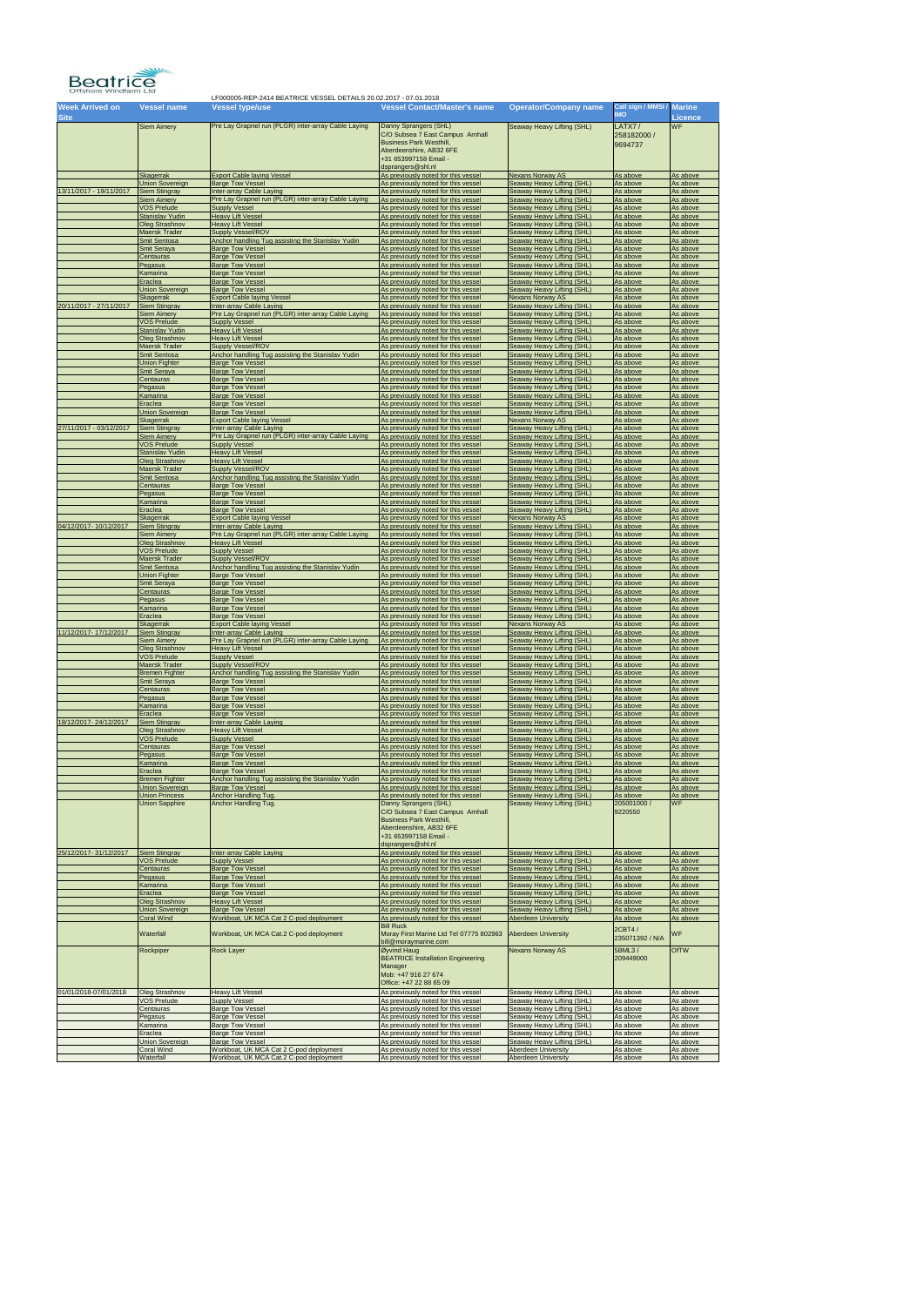Beatrice Offshore Windfarm Ltd

LF000005-REP-2414 BEATRICE VESSEL DETAILS 20.02.2017 - 07.01.2018

| Week Arrived on Site | Vessel name | Vessel type/use | Vessel Contact/Master's name | Operator/Company name | Call sign / MMSI / IMO | Marine Licence |
|---|---|---|---|---|---|---|
| | Siem Aimery | Pre Lay Grapnel run (PLGR) inter-array Cable Laying | Danny Sprangers (SHL) C/O Subsea 7 East Campus Arnhall Business Park Westhill, Aberdeenshire, AB32 6FE +31 653997158 Email - dsprangers@shl.nl | Seaway Heavy Lifting (SHL) | LATX7 / 258182000 / 9694737 | WF |
| | Skagerrak | Export Cable laying Vessel | As previously noted for this vessel | Nexans Norway AS | As above | As above |
| | Union Sovereign | Barge Tow Vessel | As previously noted for this vessel | Seaway Heavy Lifting (SHL) | As above | As above |
| 13/11/2017 - 19/11/2017 | Siem Stingray | Inter-array Cable Laying | As previously noted for this vessel | Seaway Heavy Lifting (SHL) | As above | As above |
| | Siem Aimery | Pre Lay Grapnel run (PLGR) inter-array Cable Laying | As previously noted for this vessel | Seaway Heavy Lifting (SHL) | As above | As above |
| | VOS Prelude | Supply Vessel | As previously noted for this vessel | Seaway Heavy Lifting (SHL) | As above | As above |
| | Stanislav Yudin | Heavy Lift Vessel | As previously noted for this vessel | Seaway Heavy Lifting (SHL) | As above | As above |
| | Oleg Strashnov | Heavy Lift Vessel | As previously noted for this vessel | Seaway Heavy Lifting (SHL) | As above | As above |
| | Maersk Trader | Supply Vessel/ROV | As previously noted for this vessel | Seaway Heavy Lifting (SHL) | As above | As above |
| | Smit Sentosa | Anchor handling Tug assisting the Stanislav Yudin | As previously noted for this vessel | Seaway Heavy Lifting (SHL) | As above | As above |
| | Smit Seraya | Barge Tow Vessel | As previously noted for this vessel | Seaway Heavy Lifting (SHL) | As above | As above |
| | Centauras | Barge Tow Vessel | As previously noted for this vessel | Seaway Heavy Lifting (SHL) | As above | As above |
| | Pegasus | Barge Tow Vessel | As previously noted for this vessel | Seaway Heavy Lifting (SHL) | As above | As above |
| | Kamarina | Barge Tow Vessel | As previously noted for this vessel | Seaway Heavy Lifting (SHL) | As above | As above |
| | Eraclea | Barge Tow Vessel | As previously noted for this vessel | Seaway Heavy Lifting (SHL) | As above | As above |
| | Union Sovereign | Barge Tow Vessel | As previously noted for this vessel | Seaway Heavy Lifting (SHL) | As above | As above |
| | Skagerrak | Export Cable laying Vessel | As previously noted for this vessel | Nexans Norway AS | As above | As above |
| 20/11/2017 - 27/11/2017 | Siem Stingray | Inter-array Cable Laying | As previously noted for this vessel | Seaway Heavy Lifting (SHL) | As above | As above |
| | Siem Aimery | Pre Lay Grapnel run (PLGR) inter-array Cable Laying | As previously noted for this vessel | Seaway Heavy Lifting (SHL) | As above | As above |
| | VOS Prelude | Supply Vessel | As previously noted for this vessel | Seaway Heavy Lifting (SHL) | As above | As above |
| | Stanislav Yudin | Heavy Lift Vessel | As previously noted for this vessel | Seaway Heavy Lifting (SHL) | As above | As above |
| | Oleg Strashnov | Heavy Lift Vessel | As previously noted for this vessel | Seaway Heavy Lifting (SHL) | As above | As above |
| | Maersk Trader | Supply Vessel/ROV | As previously noted for this vessel | Seaway Heavy Lifting (SHL) | As above | As above |
| | Smit Sentosa | Anchor handling Tug assisting the Stanislav Yudin | As previously noted for this vessel | Seaway Heavy Lifting (SHL) | As above | As above |
| | Union Fighter | Barge Tow Vessel | As previously noted for this vessel | Seaway Heavy Lifting (SHL) | As above | As above |
| | Smit Seraya | Barge Tow Vessel | As previously noted for this vessel | Seaway Heavy Lifting (SHL) | As above | As above |
| | Centauras | Barge Tow Vessel | As previously noted for this vessel | Seaway Heavy Lifting (SHL) | As above | As above |
| | Pegasus | Barge Tow Vessel | As previously noted for this vessel | Seaway Heavy Lifting (SHL) | As above | As above |
| | Kamarina | Barge Tow Vessel | As previously noted for this vessel | Seaway Heavy Lifting (SHL) | As above | As above |
| | Eraclea | Barge Tow Vessel | As previously noted for this vessel | Seaway Heavy Lifting (SHL) | As above | As above |
| | Union Sovereign | Barge Tow Vessel | As previously noted for this vessel | Seaway Heavy Lifting (SHL) | As above | As above |
| | Skagerrak | Export Cable laying Vessel | As previously noted for this vessel | Nexans Norway AS | As above | As above |
| 27/11/2017 - 03/12/2017 | Siem Stingray | Inter-array Cable Laying | As previously noted for this vessel | Seaway Heavy Lifting (SHL) | As above | As above |
| | Siem Aimery | Pre Lay Grapnel run (PLGR) inter-array Cable Laying | As previously noted for this vessel | Seaway Heavy Lifting (SHL) | As above | As above |
| | VOS Prelude | Supply Vessel | As previously noted for this vessel | Seaway Heavy Lifting (SHL) | As above | As above |
| | Stanislav Yudin | Heavy Lift Vessel | As previously noted for this vessel | Seaway Heavy Lifting (SHL) | As above | As above |
| | Oleg Strashnov | Heavy Lift Vessel | As previously noted for this vessel | Seaway Heavy Lifting (SHL) | As above | As above |
| | Maersk Trader | Supply Vessel/ROV | As previously noted for this vessel | Seaway Heavy Lifting (SHL) | As above | As above |
| | Smit Sentosa | Anchor handling Tug assisting the Stanislav Yudin | As previously noted for this vessel | Seaway Heavy Lifting (SHL) | As above | As above |
| | Centauras | Barge Tow Vessel | As previously noted for this vessel | Seaway Heavy Lifting (SHL) | As above | As above |
| | Pegasus | Barge Tow Vessel | As previously noted for this vessel | Seaway Heavy Lifting (SHL) | As above | As above |
| | Kamarina | Barge Tow Vessel | As previously noted for this vessel | Seaway Heavy Lifting (SHL) | As above | As above |
| | Eraclea | Barge Tow Vessel | As previously noted for this vessel | Seaway Heavy Lifting (SHL) | As above | As above |
| | Skagerrak | Export Cable laying Vessel | As previously noted for this vessel | Nexans Norway AS | As above | As above |
| 04/12/2017- 10/12/2017 | Siem Stingray | Inter-array Cable Laying | As previously noted for this vessel | Seaway Heavy Lifting (SHL) | As above | As above |
| | Siem Aimery | Pre Lay Grapnel run (PLGR) inter-array Cable Laying | As previously noted for this vessel | Seaway Heavy Lifting (SHL) | As above | As above |
| | Oleg Strashnov | Heavy Lift Vessel | As previously noted for this vessel | Seaway Heavy Lifting (SHL) | As above | As above |
| | VOS Prelude | Supply Vessel | As previously noted for this vessel | Seaway Heavy Lifting (SHL) | As above | As above |
| | Maersk Trader | Supply Vessel/ROV | As previously noted for this vessel | Seaway Heavy Lifting (SHL) | As above | As above |
| | Smit Sentosa | Anchor handling Tug assisting the Stanislav Yudin | As previously noted for this vessel | Seaway Heavy Lifting (SHL) | As above | As above |
| | Union Fighter | Barge Tow Vessel | As previously noted for this vessel | Seaway Heavy Lifting (SHL) | As above | As above |
| | Smit Seraya | Barge Tow Vessel | As previously noted for this vessel | Seaway Heavy Lifting (SHL) | As above | As above |
| | Centauras | Barge Tow Vessel | As previously noted for this vessel | Seaway Heavy Lifting (SHL) | As above | As above |
| | Pegasus | Barge Tow Vessel | As previously noted for this vessel | Seaway Heavy Lifting (SHL) | As above | As above |
| | Kamarina | Barge Tow Vessel | As previously noted for this vessel | Seaway Heavy Lifting (SHL) | As above | As above |
| | Eraclea | Barge Tow Vessel | As previously noted for this vessel | Seaway Heavy Lifting (SHL) | As above | As above |
| | Skagerrak | Export Cable laying Vessel | As previously noted for this vessel | Nexans Norway AS | As above | As above |
| 11/12/2017- 17/12/2017 | Siem Stingray | Inter-array Cable Laying | As previously noted for this vessel | Seaway Heavy Lifting (SHL) | As above | As above |
| | Siem Aimery | Pre Lay Grapnel run (PLGR) inter-array Cable Laying | As previously noted for this vessel | Seaway Heavy Lifting (SHL) | As above | As above |
| | Oleg Strashnov | Heavy Lift Vessel | As previously noted for this vessel | Seaway Heavy Lifting (SHL) | As above | As above |
| | VOS Prelude | Supply Vessel | As previously noted for this vessel | Seaway Heavy Lifting (SHL) | As above | As above |
| | Maersk Trader | Supply Vessel/ROV | As previously noted for this vessel | Seaway Heavy Lifting (SHL) | As above | As above |
| | Bremen Fighter | Anchor handling Tug assisting the Stanislav Yudin | As previously noted for this vessel | Seaway Heavy Lifting (SHL) | As above | As above |
| | Smit Seraya | Barge Tow Vessel | As previously noted for this vessel | Seaway Heavy Lifting (SHL) | As above | As above |
| | Centauras | Barge Tow Vessel | As previously noted for this vessel | Seaway Heavy Lifting (SHL) | As above | As above |
| | Pegasus | Barge Tow Vessel | As previously noted for this vessel | Seaway Heavy Lifting (SHL) | As above | As above |
| | Kamarina | Barge Tow Vessel | As previously noted for this vessel | Seaway Heavy Lifting (SHL) | As above | As above |
| | Eraclea | Barge Tow Vessel | As previously noted for this vessel | Seaway Heavy Lifting (SHL) | As above | As above |
| 18/12/2017- 24/12/2017 | Siem Stingray | Inter-array Cable Laying | As previously noted for this vessel | Seaway Heavy Lifting (SHL) | As above | As above |
| | Oleg Strashnov | Heavy Lift Vessel | As previously noted for this vessel | Seaway Heavy Lifting (SHL) | As above | As above |
| | VOS Prelude | Supply Vessel | As previously noted for this vessel | Seaway Heavy Lifting (SHL) | As above | As above |
| | Centauras | Barge Tow Vessel | As previously noted for this vessel | Seaway Heavy Lifting (SHL) | As above | As above |
| | Pegasus | Barge Tow Vessel | As previously noted for this vessel | Seaway Heavy Lifting (SHL) | As above | As above |
| | Kamarina | Barge Tow Vessel | As previously noted for this vessel | Seaway Heavy Lifting (SHL) | As above | As above |
| | Eraclea | Barge Tow Vessel | As previously noted for this vessel | Seaway Heavy Lifting (SHL) | As above | As above |
| | Bremen Fighter | Anchor handling Tug assisting the Stanislav Yudin | As previously noted for this vessel | Seaway Heavy Lifting (SHL) | As above | As above |
| | Union Sovereign | Barge Tow Vessel | As previously noted for this vessel | Seaway Heavy Lifting (SHL) | As above | As above |
| | Union Princess | Anchor Handling Tug. | As previously noted for this vessel | Seaway Heavy Lifting (SHL) | As above | As above |
| | Union Sapphire | Anchor Handling Tug. | Danny Sprangers (SHL) C/O Subsea 7 East Campus Arnhall Business Park Westhill, Aberdeenshire, AB32 6FE +31 653997158 Email - dsprangers@shl.nl | Seaway Heavy Lifting (SHL) | 205001000 / 9220550 | WF |
| 25/12/2017- 31/12/2017 | Siem Stingray | Inter-array Cable Laying | As previously noted for this vessel | Seaway Heavy Lifting (SHL) | As above | As above |
| | VOS Prelude | Supply Vessel | As previously noted for this vessel | Seaway Heavy Lifting (SHL) | As above | As above |
| | Centauras | Barge Tow Vessel | As previously noted for this vessel | Seaway Heavy Lifting (SHL) | As above | As above |
| | Pegasus | Barge Tow Vessel | As previously noted for this vessel | Seaway Heavy Lifting (SHL) | As above | As above |
| | Kamarina | Barge Tow Vessel | As previously noted for this vessel | Seaway Heavy Lifting (SHL) | As above | As above |
| | Eraclea | Barge Tow Vessel | As previously noted for this vessel | Seaway Heavy Lifting (SHL) | As above | As above |
| | Oleg Strashnov | Heavy Lift Vessel | As previously noted for this vessel | Seaway Heavy Lifting (SHL) | As above | As above |
| | Union Sovereign | Barge Tow Vessel | As previously noted for this vessel | Seaway Heavy Lifting (SHL) | As above | As above |
| | Coral Wind | Workboat, UK MCA Cat 2 C-pod deployment | As previously noted for this vessel | Aberdeen University | As above | As above |
| | Waterfall | Workboat, UK MCA Cat.2 C-pod deployment | Bill Ruck Moray First Marine Ltd Tel 07775 802963 bill@moraymarine.com | Aberdeen University | 2CBT4 / 235071392 / N/A | WF |
| | Rockpiper | Rock Layer | Øyvind Haug BEATRICE Installation Engineering Manager Mob: +47 916 27 674 Office: +47 22 88 65 09 | Nexans Norway AS | 5BML3 / 209449000 | OfTW |
| 01/01/2018-07/01/2018 | Oleg Strashnov | Heavy Lift Vessel | As previously noted for this vessel | Seaway Heavy Lifting (SHL) | As above | As above |
| | VOS Prelude | Supply Vessel | As previously noted for this vessel | Seaway Heavy Lifting (SHL) | As above | As above |
| | Centauras | Barge Tow Vessel | As previously noted for this vessel | Seaway Heavy Lifting (SHL) | As above | As above |
| | Pegasus | Barge Tow Vessel | As previously noted for this vessel | Seaway Heavy Lifting (SHL) | As above | As above |
| | Kamarina | Barge Tow Vessel | As previously noted for this vessel | Seaway Heavy Lifting (SHL) | As above | As above |
| | Eraclea | Barge Tow Vessel | As previously noted for this vessel | Seaway Heavy Lifting (SHL) | As above | As above |
| | Union Sovereign | Barge Tow Vessel | As previously noted for this vessel | Seaway Heavy Lifting (SHL) | As above | As above |
| | Coral Wind | Workboat, UK MCA Cat 2 C-pod deployment | As previously noted for this vessel | Aberdeen University | As above | As above |
| | Waterfall | Workboat, UK MCA Cat.2 C-pod deployment | As previously noted for this vessel | Aberdeen University | As above | As above |